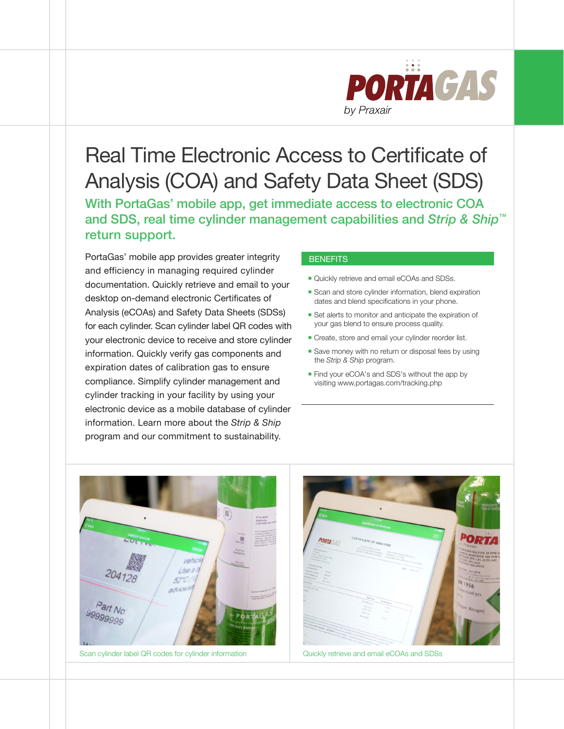PORTAGAS

*by Praxair*

# Real Time Electronic Access to Certificate of Analysis (COA) and Safety Data Sheet (SDS)

## With PortaGas' mobile app, get immediate access to electronic COA and SDS, real time cylinder management capabilities and *Strip & Ship*™ return support.

PortaGas' mobile app provides greater integrity and efficiency in managing required cylinder documentation. Quickly retrieve and email to your desktop on-demand electronic Certificates of Analysis (eCOAs) and Safety Data Sheets (SDSs) for each cylinder. Scan cylinder label QR codes with your electronic device to receive and store cylinder information. Quickly verify gas components and expiration dates of calibration gas to ensure compliance. Simplify cylinder management and cylinder tracking in your facility by using your electronic device as a mobile database of cylinder information. Learn more about the *Strip & Ship* program and our commitment to sustainability.

### BENEFITS

- Quickly retrieve and email eCOAs and SDSs.
- Scan and store cylinder information, blend expiration dates and blend specifications in your phone.
- Set alerts to monitor and anticipate the expiration of your gas blend to ensure process quality.
- Create, store and email your cylinder reorder list.
- Save money with no return or disposal fees by using the *Strip & Ship* program.
- Find your eCOA's and SDS's without the app by visiting www.portagas.com/tracking.php

Scan cylinder label QR codes for cylinder information

Quickly retrieve and email eCOAs and SDSs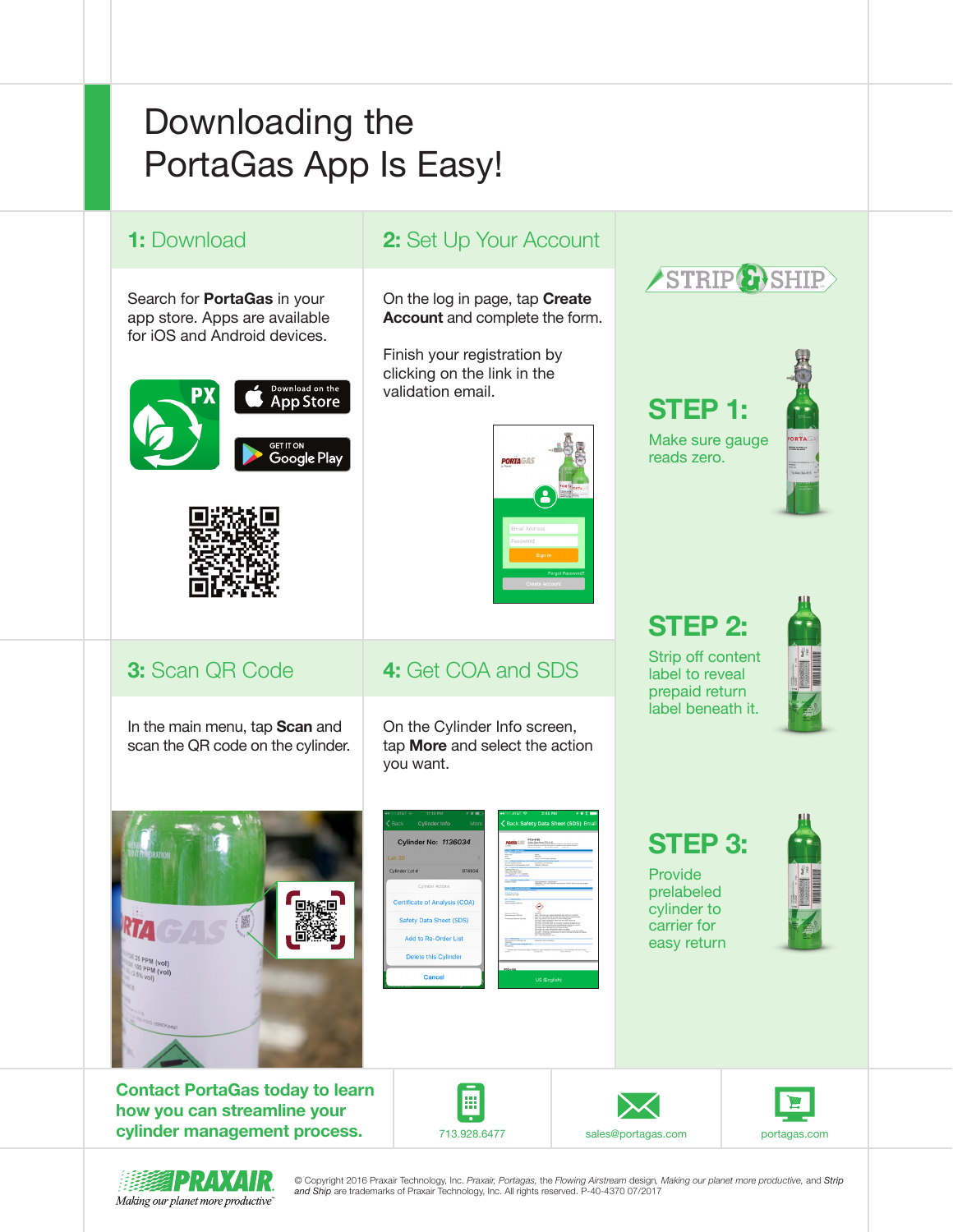# Downloading the PortaGas App Is Easy!

## 1: Download

Search for **PortaGas** in your app store. Apps are available for iOS and Android devices.

## 2: Set Up Your Account

On the log in page, tap **Create Account** and complete the form.

Finish your registration by clicking on the link in the validation email.

## 3: Scan QR Code

In the main menu, tap **Scan** and scan the QR code on the cylinder.

## 4: Get COA and SDS

On the Cylinder Info screen, tap **More** and select the action you want.

## STRIP & SHIP

### STEP 1:

Make sure gauge reads zero.

### STEP 2:

Strip off content label to reveal prepaid return label beneath it.

### STEP 3:

Provide prelabeled cylinder to carrier for easy return

**Contact PortaGas today to learn how you can streamline your cylinder management process.**

713.928.6477

sales@portagas.com

portagas.com

PRAXAIR *Making our planet more productive*™

© Copyright 2016 Praxair Technology, Inc. *Praxair, Portagas,* the *Flowing Airstream* design, *Making our planet more productive,* and *Strip and Ship* are trademarks of Praxair Technology, Inc. All rights reserved. P-40-4370 07/2017